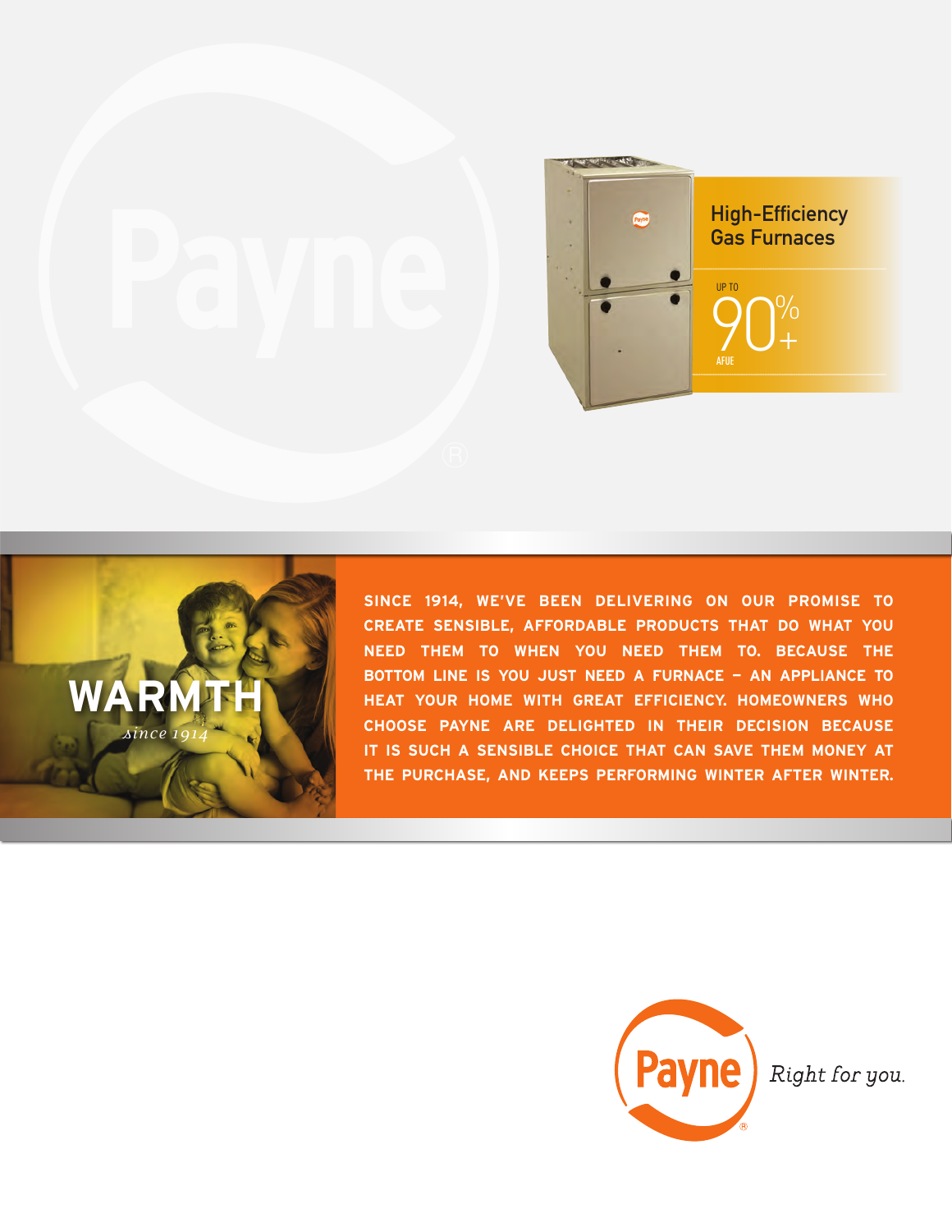# High-Efficiency Gas Furnaces

UP TO 90%+ AFUE

**WARMTH**

*Since 1914*

**SINCE 1914, WE'VE BEEN DELIVERING ON OUR PROMISE TO CREATE SENSIBLE, AFFORDABLE PRODUCTS THAT DO WHAT YOU NEED THEM TO WHEN YOU NEED THEM TO. BECAUSE THE BOTTOM LINE IS YOU JUST NEED A FURNACE – AN APPLIANCE TO HEAT YOUR HOME WITH GREAT EFFICIENCY. HOMEOWNERS WHO CHOOSE PAYNE ARE DELIGHTED IN THEIR DECISION BECAUSE IT IS SUCH A SENSIBLE CHOICE THAT CAN SAVE THEM MONEY AT THE PURCHASE, AND KEEPS PERFORMING WINTER AFTER WINTER.**

Payne® *Right for you.*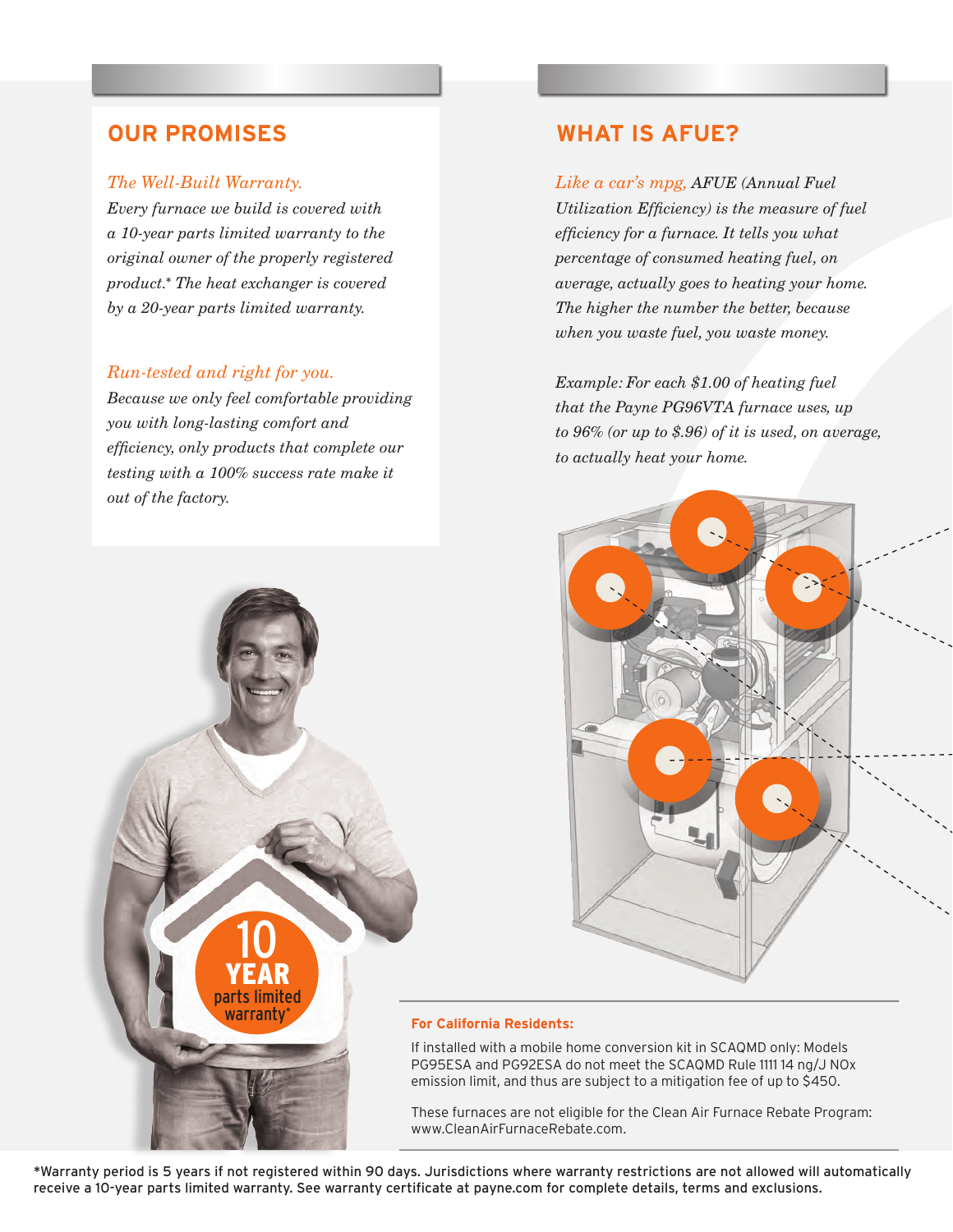## OUR PROMISES

*The Well-Built Warranty.*
*Every furnace we build is covered with a 10-year parts limited warranty to the original owner of the properly registered product.* The heat exchanger is covered by a 20-year parts limited warranty.*

*Run-tested and right for you.*
*Because we only feel comfortable providing you with long-lasting comfort and efficiency, only products that complete our testing with a 100% success rate make it out of the factory.*

10 YEAR parts limited warranty*

## WHAT IS AFUE?

*Like a car's mpg, AFUE (Annual Fuel Utilization Efficiency) is the measure of fuel efficiency for a furnace. It tells you what percentage of consumed heating fuel, on average, actually goes to heating your home. The higher the number the better, because when you waste fuel, you waste money.*

*Example: For each $1.00 of heating fuel that the Payne PG96VTA furnace uses, up to 96% (or up to $.96) of it is used, on average, to actually heat your home.*

**For California Residents:**

If installed with a mobile home conversion kit in SCAQMD only: Models PG95ESA and PG92ESA do not meet the SCAQMD Rule 1111 14 ng/J NOx emission limit, and thus are subject to a mitigation fee of up to $450.

These furnaces are not eligible for the Clean Air Furnace Rebate Program: www.CleanAirFurnaceRebate.com.

*Warranty period is 5 years if not registered within 90 days. Jurisdictions where warranty restrictions are not allowed will automatically receive a 10-year parts limited warranty. See warranty certificate at payne.com for complete details, terms and exclusions.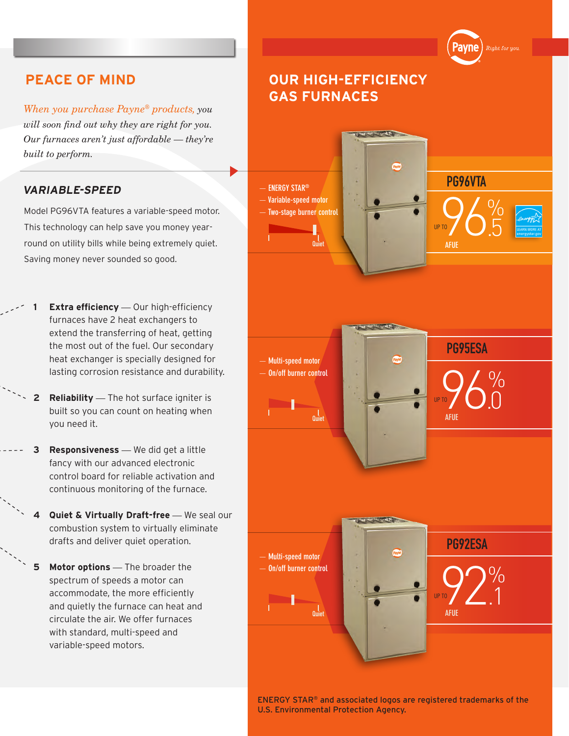## PEACE OF MIND

*When you purchase Payne® products, you will soon find out why they are right for you. Our furnaces aren't just affordable — they're built to perform.*

### *VARIABLE-SPEED*

Model PG96VTA features a variable-speed motor. This technology can help save you money year-round on utility bills while being extremely quiet. Saving money never sounded so good.

1. **Extra efficiency** — Our high-efficiency furnaces have 2 heat exchangers to extend the transferring of heat, getting the most out of the fuel. Our secondary heat exchanger is specially designed for lasting corrosion resistance and durability.
2. **Reliability** — The hot surface igniter is built so you can count on heating when you need it.
3. **Responsiveness** — We did get a little fancy with our advanced electronic control board for reliable activation and continuous monitoring of the furnace.
4. **Quiet & Virtually Draft-free** — We seal our combustion system to virtually eliminate drafts and deliver quiet operation.
5. **Motor options** — The broader the spectrum of speeds a motor can accommodate, the more efficiently and quietly the furnace can heat and circulate the air. We offer furnaces with standard, multi-speed and variable-speed motors.

Payne *Right for you.*

## OUR HIGH-EFFICIENCY GAS FURNACES

### PG96VTA

- ENERGY STAR®
- Variable-speed motor
- Two-stage burner control

Quiet

UP TO 96.5% AFUE

LEARN MORE AT energystar.gov

### PG95ESA

- Multi-speed motor
- On/off burner control

Quiet

UP TO 96.0% AFUE

### PG92ESA

- Multi-speed motor
- On/off burner control

Quiet

UP TO 92.1% AFUE

ENERGY STAR® and associated logos are registered trademarks of the U.S. Environmental Protection Agency.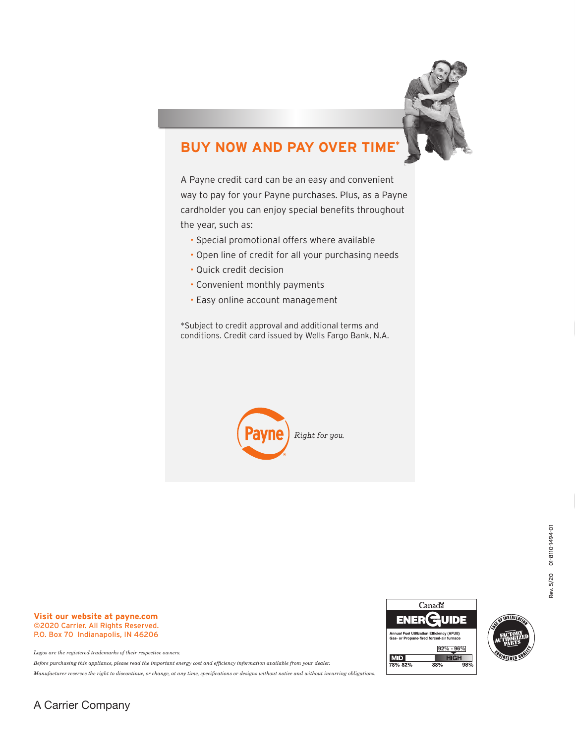## BUY NOW AND PAY OVER TIME*

A Payne credit card can be an easy and convenient way to pay for your Payne purchases. Plus, as a Payne cardholder you can enjoy special benefits throughout the year, such as:

- Special promotional offers where available
- Open line of credit for all your purchasing needs
- Quick credit decision
- Convenient monthly payments
- Easy online account management

*Subject to credit approval and additional terms and conditions. Credit card issued by Wells Fargo Bank, N.A.

Payne *Right for you.*

**Visit our website at payne.com**
©2020 Carrier. All Rights Reserved.
P.O. Box 70 Indianapolis, IN 46206

*Logos are the registered trademarks of their respective owners.*

*Before purchasing this appliance, please read the important energy cost and efficiency information available from your dealer.*

*Manufacturer reserves the right to discontinue, or change, at any time, specifications or designs without notice and without incurring obligations.*

Canada
ENERGUIDE
Annual Fuel Utilization Efficiency (AFUE)
Gas- or Propane-fired forced-air furnace
92% - 96%
MID HIGH
78% 82% 88% 98%

EASE OF INSTALLATION
FACTORY AUTHORIZED PARTS
ENGINEERED QUALITY

Rev. 5/20 01-8110-1494-01

A Carrier Company